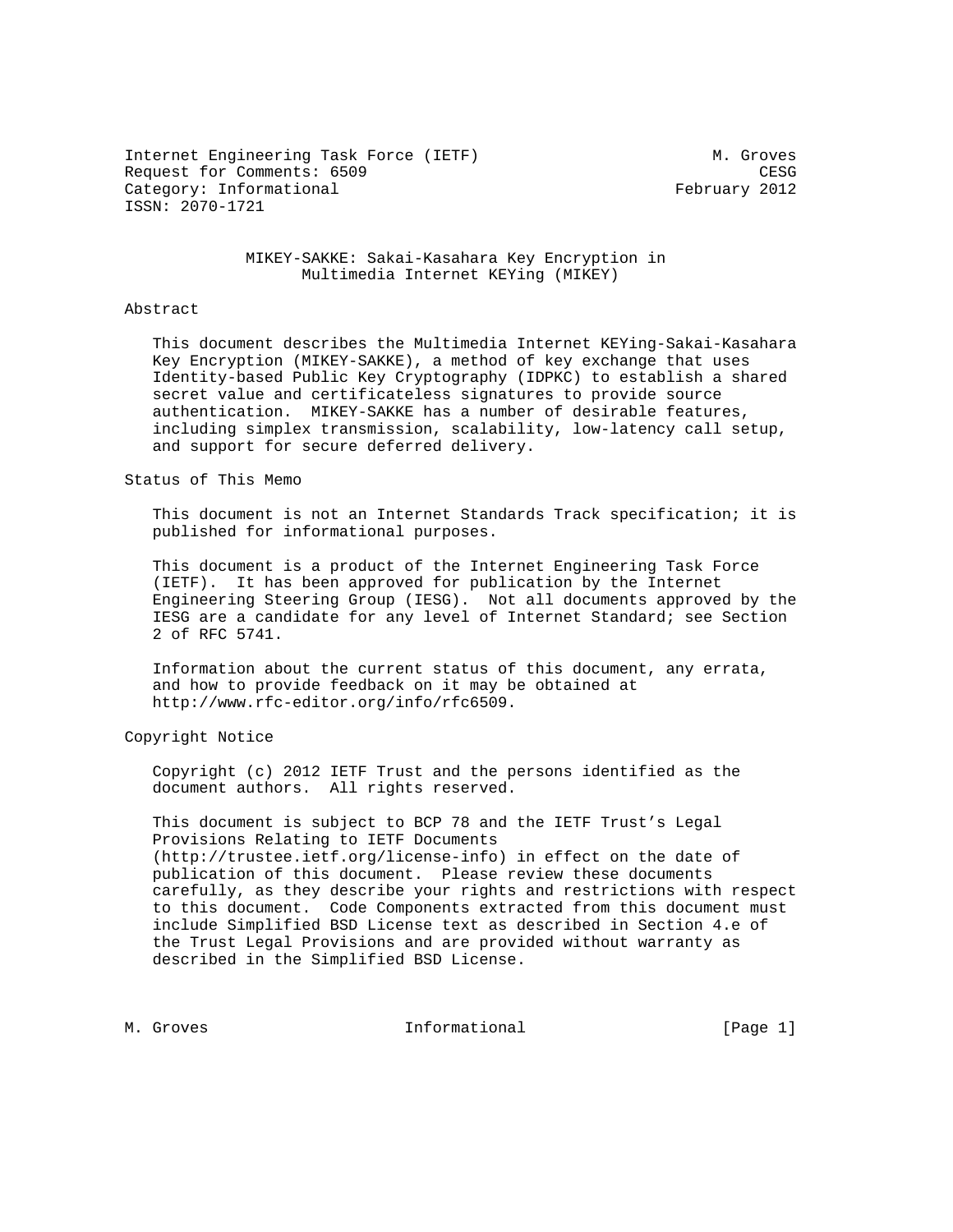Internet Engineering Task Force (IETF) M. Groves
Request for Comments: 6509 CESG
Category: Informational February 2012
ISSN: 2070-1721

# MIKEY-SAKKE: Sakai-Kasahara Key Encryption in Multimedia Internet KEYing (MIKEY)

## Abstract

This document describes the Multimedia Internet KEYing-Sakai-Kasahara Key Encryption (MIKEY-SAKKE), a method of key exchange that uses Identity-based Public Key Cryptography (IDPKC) to establish a shared secret value and certificateless signatures to provide source authentication. MIKEY-SAKKE has a number of desirable features, including simplex transmission, scalability, low-latency call setup, and support for secure deferred delivery.

## Status of This Memo

This document is not an Internet Standards Track specification; it is published for informational purposes.

This document is a product of the Internet Engineering Task Force (IETF). It has been approved for publication by the Internet Engineering Steering Group (IESG). Not all documents approved by the IESG are a candidate for any level of Internet Standard; see Section 2 of RFC 5741.

Information about the current status of this document, any errata, and how to provide feedback on it may be obtained at http://www.rfc-editor.org/info/rfc6509.

## Copyright Notice

Copyright (c) 2012 IETF Trust and the persons identified as the document authors. All rights reserved.

This document is subject to BCP 78 and the IETF Trust's Legal Provisions Relating to IETF Documents (http://trustee.ietf.org/license-info) in effect on the date of publication of this document. Please review these documents carefully, as they describe your rights and restrictions with respect to this document. Code Components extracted from this document must include Simplified BSD License text as described in Section 4.e of the Trust Legal Provisions and are provided without warranty as described in the Simplified BSD License.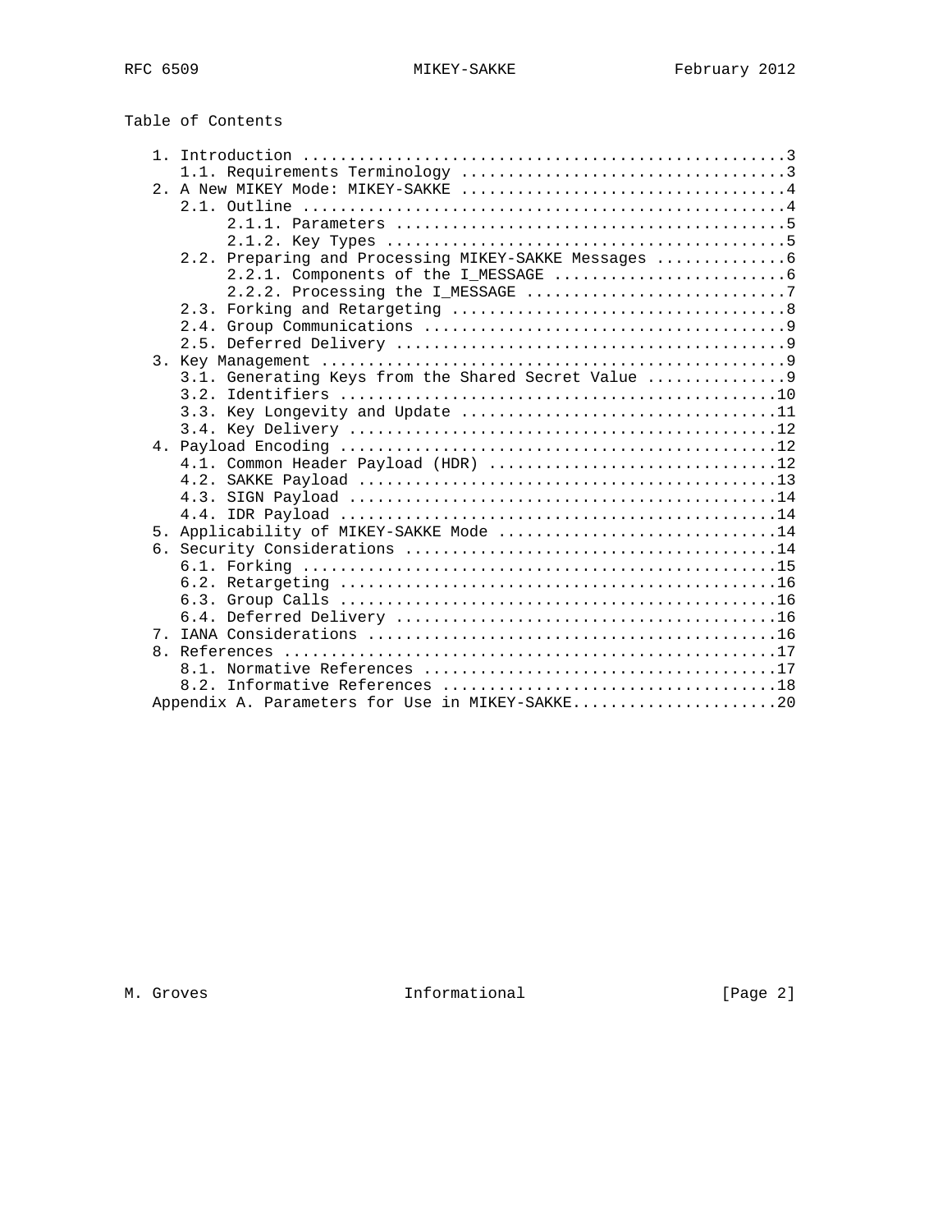Table of Contents

```
   1. Introduction ....................................................3
      1.1. Requirements Terminology ...................................3
   2. A New MIKEY Mode: MIKEY-SAKKE ...................................4
      2.1. Outline ....................................................4
           2.1.1. Parameters ..........................................5
           2.1.2. Key Types ...........................................5
      2.2. Preparing and Processing MIKEY-SAKKE Messages ..............6
           2.2.1. Components of the I_MESSAGE .........................6
           2.2.2. Processing the I_MESSAGE ............................7
      2.3. Forking and Retargeting ....................................8
      2.4. Group Communications .......................................9
      2.5. Deferred Delivery ..........................................9
   3. Key Management ..................................................9
      3.1. Generating Keys from the Shared Secret Value ...............9
      3.2. Identifiers ...............................................10
      3.3. Key Longevity and Update ..................................11
      3.4. Key Delivery ..............................................12
   4. Payload Encoding ...............................................12
      4.1. Common Header Payload (HDR) ...............................12
      4.2. SAKKE Payload .............................................13
      4.3. SIGN Payload ..............................................14
      4.4. IDR Payload ...............................................14
   5. Applicability of MIKEY-SAKKE Mode ..............................14
   6. Security Considerations ........................................14
      6.1. Forking ...................................................15
      6.2. Retargeting ...............................................16
      6.3. Group Calls ...............................................16
      6.4. Deferred Delivery .........................................16
   7. IANA Considerations ............................................16
   8. References .....................................................17
      8.1. Normative References ......................................17
      8.2. Informative References ....................................18
   Appendix A. Parameters for Use in MIKEY-SAKKE......................20
```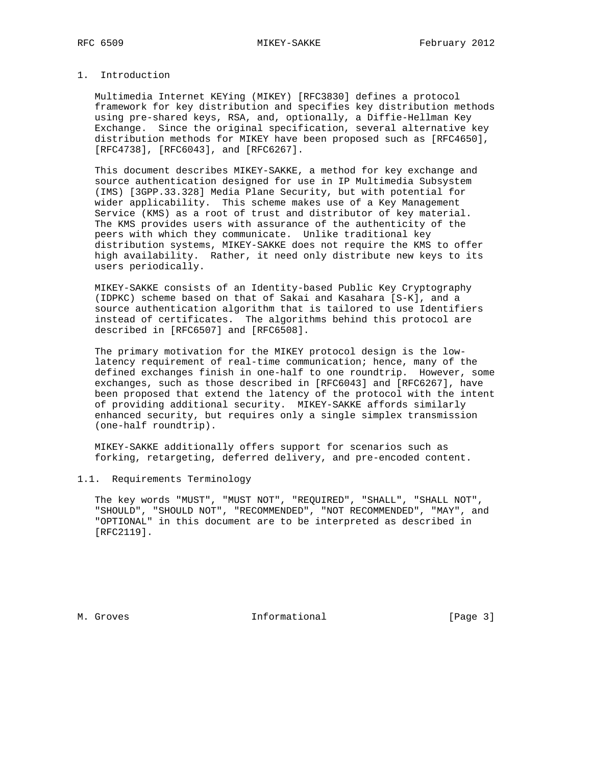# 1. Introduction

Multimedia Internet KEYing (MIKEY) [RFC3830] defines a protocol framework for key distribution and specifies key distribution methods using pre-shared keys, RSA, and, optionally, a Diffie-Hellman Key Exchange. Since the original specification, several alternative key distribution methods for MIKEY have been proposed such as [RFC4650], [RFC4738], [RFC6043], and [RFC6267].

This document describes MIKEY-SAKKE, a method for key exchange and source authentication designed for use in IP Multimedia Subsystem (IMS) [3GPP.33.328] Media Plane Security, but with potential for wider applicability. This scheme makes use of a Key Management Service (KMS) as a root of trust and distributor of key material. The KMS provides users with assurance of the authenticity of the peers with which they communicate. Unlike traditional key distribution systems, MIKEY-SAKKE does not require the KMS to offer high availability. Rather, it need only distribute new keys to its users periodically.

MIKEY-SAKKE consists of an Identity-based Public Key Cryptography (IDPKC) scheme based on that of Sakai and Kasahara [S-K], and a source authentication algorithm that is tailored to use Identifiers instead of certificates. The algorithms behind this protocol are described in [RFC6507] and [RFC6508].

The primary motivation for the MIKEY protocol design is the low-latency requirement of real-time communication; hence, many of the defined exchanges finish in one-half to one roundtrip. However, some exchanges, such as those described in [RFC6043] and [RFC6267], have been proposed that extend the latency of the protocol with the intent of providing additional security. MIKEY-SAKKE affords similarly enhanced security, but requires only a single simplex transmission (one-half roundtrip).

MIKEY-SAKKE additionally offers support for scenarios such as forking, retargeting, deferred delivery, and pre-encoded content.

## 1.1. Requirements Terminology

The key words "MUST", "MUST NOT", "REQUIRED", "SHALL", "SHALL NOT", "SHOULD", "SHOULD NOT", "RECOMMENDED", "NOT RECOMMENDED", "MAY", and "OPTIONAL" in this document are to be interpreted as described in [RFC2119].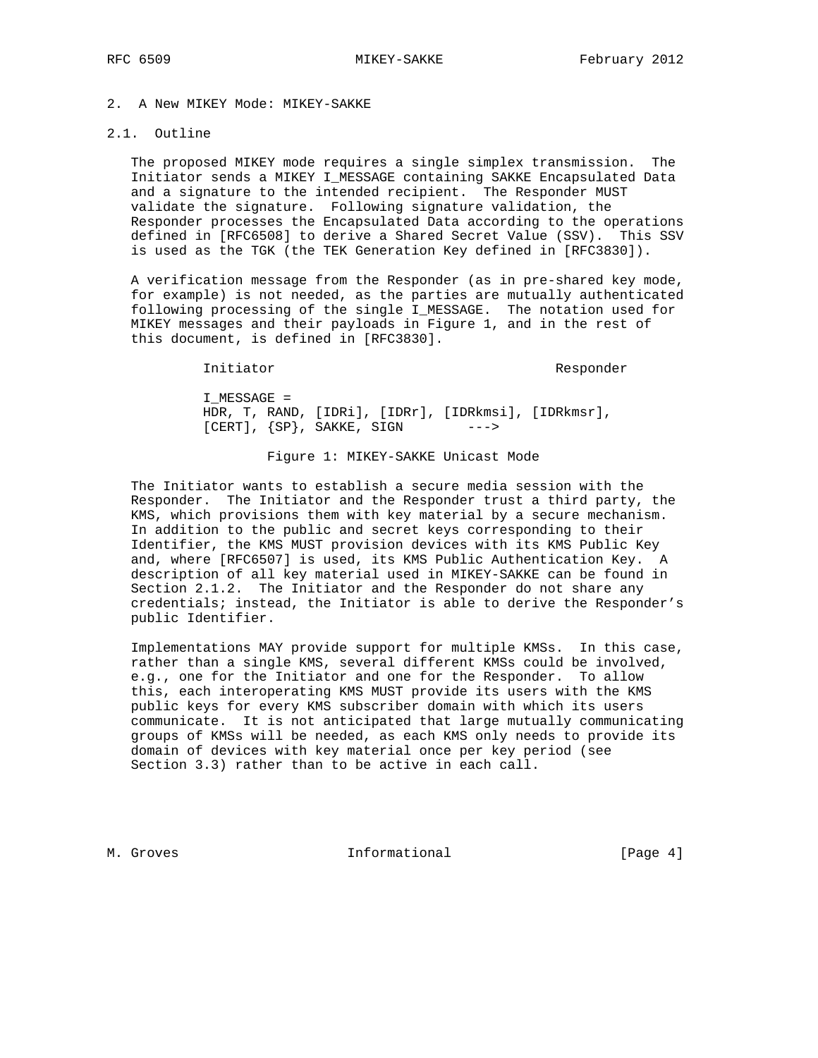## 2. A New MIKEY Mode: MIKEY-SAKKE

### 2.1. Outline

The proposed MIKEY mode requires a single simplex transmission. The Initiator sends a MIKEY I_MESSAGE containing SAKKE Encapsulated Data and a signature to the intended recipient. The Responder MUST validate the signature. Following signature validation, the Responder processes the Encapsulated Data according to the operations defined in [RFC6508] to derive a Shared Secret Value (SSV). This SSV is used as the TGK (the TEK Generation Key defined in [RFC3830]).

A verification message from the Responder (as in pre-shared key mode, for example) is not needed, as the parties are mutually authenticated following processing of the single I_MESSAGE. The notation used for MIKEY messages and their payloads in Figure 1, and in the rest of this document, is defined in [RFC3830].

```
Initiator                                        Responder

I_MESSAGE =
HDR, T, RAND, [IDRi], [IDRr], [IDRkmsi], [IDRkmsr],
[CERT], {SP}, SAKKE, SIGN         --->
```

Figure 1: MIKEY-SAKKE Unicast Mode

The Initiator wants to establish a secure media session with the Responder. The Initiator and the Responder trust a third party, the KMS, which provisions them with key material by a secure mechanism. In addition to the public and secret keys corresponding to their Identifier, the KMS MUST provision devices with its KMS Public Key and, where [RFC6507] is used, its KMS Public Authentication Key. A description of all key material used in MIKEY-SAKKE can be found in Section 2.1.2. The Initiator and the Responder do not share any credentials; instead, the Initiator is able to derive the Responder's public Identifier.

Implementations MAY provide support for multiple KMSs. In this case, rather than a single KMS, several different KMSs could be involved, e.g., one for the Initiator and one for the Responder. To allow this, each interoperating KMS MUST provide its users with the KMS public keys for every KMS subscriber domain with which its users communicate. It is not anticipated that large mutually communicating groups of KMSs will be needed, as each KMS only needs to provide its domain of devices with key material once per key period (see Section 3.3) rather than to be active in each call.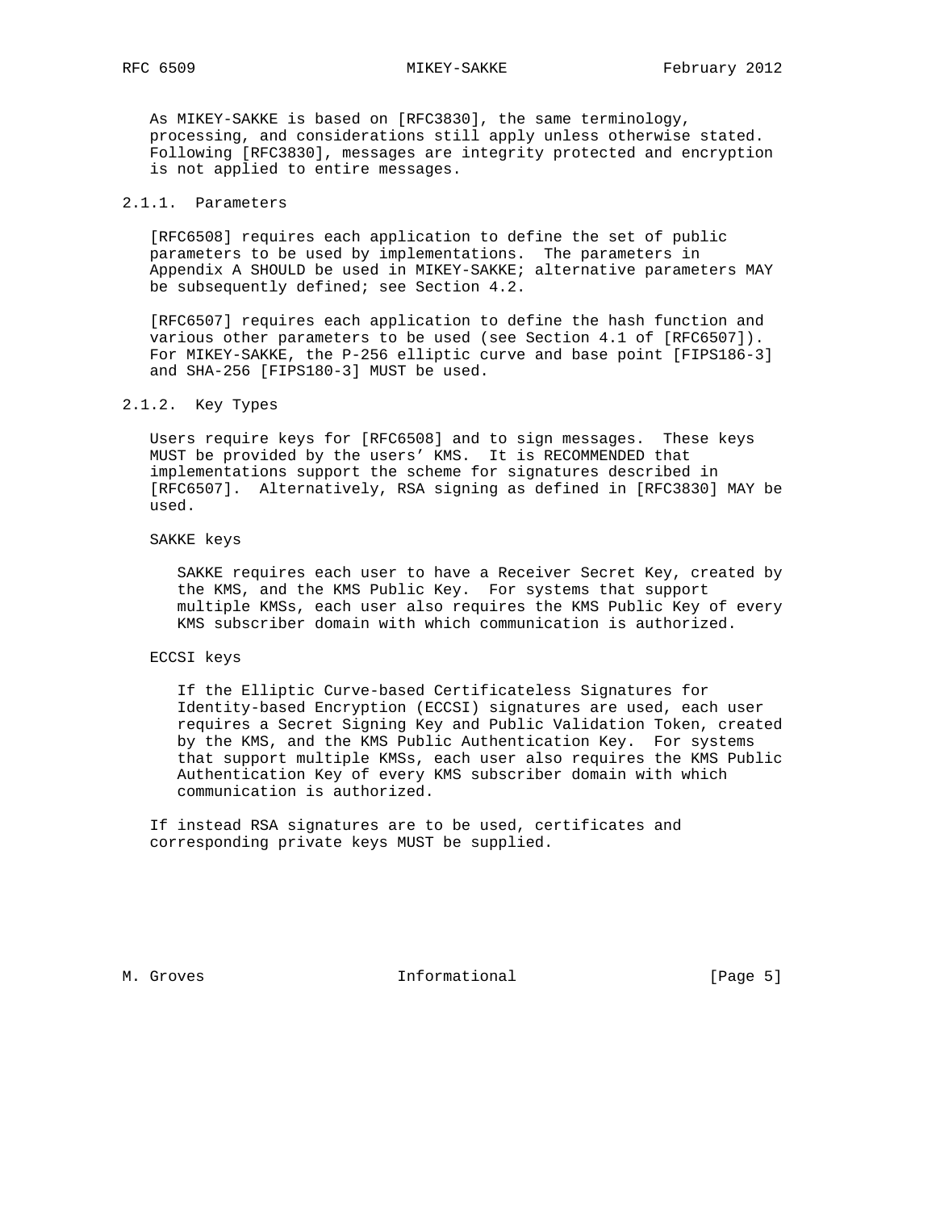As MIKEY-SAKKE is based on [RFC3830], the same terminology, processing, and considerations still apply unless otherwise stated. Following [RFC3830], messages are integrity protected and encryption is not applied to entire messages.

#### 2.1.1. Parameters

[RFC6508] requires each application to define the set of public parameters to be used by implementations. The parameters in Appendix A SHOULD be used in MIKEY-SAKKE; alternative parameters MAY be subsequently defined; see Section 4.2.

[RFC6507] requires each application to define the hash function and various other parameters to be used (see Section 4.1 of [RFC6507]). For MIKEY-SAKKE, the P-256 elliptic curve and base point [FIPS186-3] and SHA-256 [FIPS180-3] MUST be used.

#### 2.1.2. Key Types

Users require keys for [RFC6508] and to sign messages. These keys MUST be provided by the users' KMS. It is RECOMMENDED that implementations support the scheme for signatures described in [RFC6507]. Alternatively, RSA signing as defined in [RFC3830] MAY be used.

SAKKE keys

> SAKKE requires each user to have a Receiver Secret Key, created by the KMS, and the KMS Public Key. For systems that support multiple KMSs, each user also requires the KMS Public Key of every KMS subscriber domain with which communication is authorized.

ECCSI keys

> If the Elliptic Curve-based Certificateless Signatures for Identity-based Encryption (ECCSI) signatures are used, each user requires a Secret Signing Key and Public Validation Token, created by the KMS, and the KMS Public Authentication Key. For systems that support multiple KMSs, each user also requires the KMS Public Authentication Key of every KMS subscriber domain with which communication is authorized.

If instead RSA signatures are to be used, certificates and corresponding private keys MUST be supplied.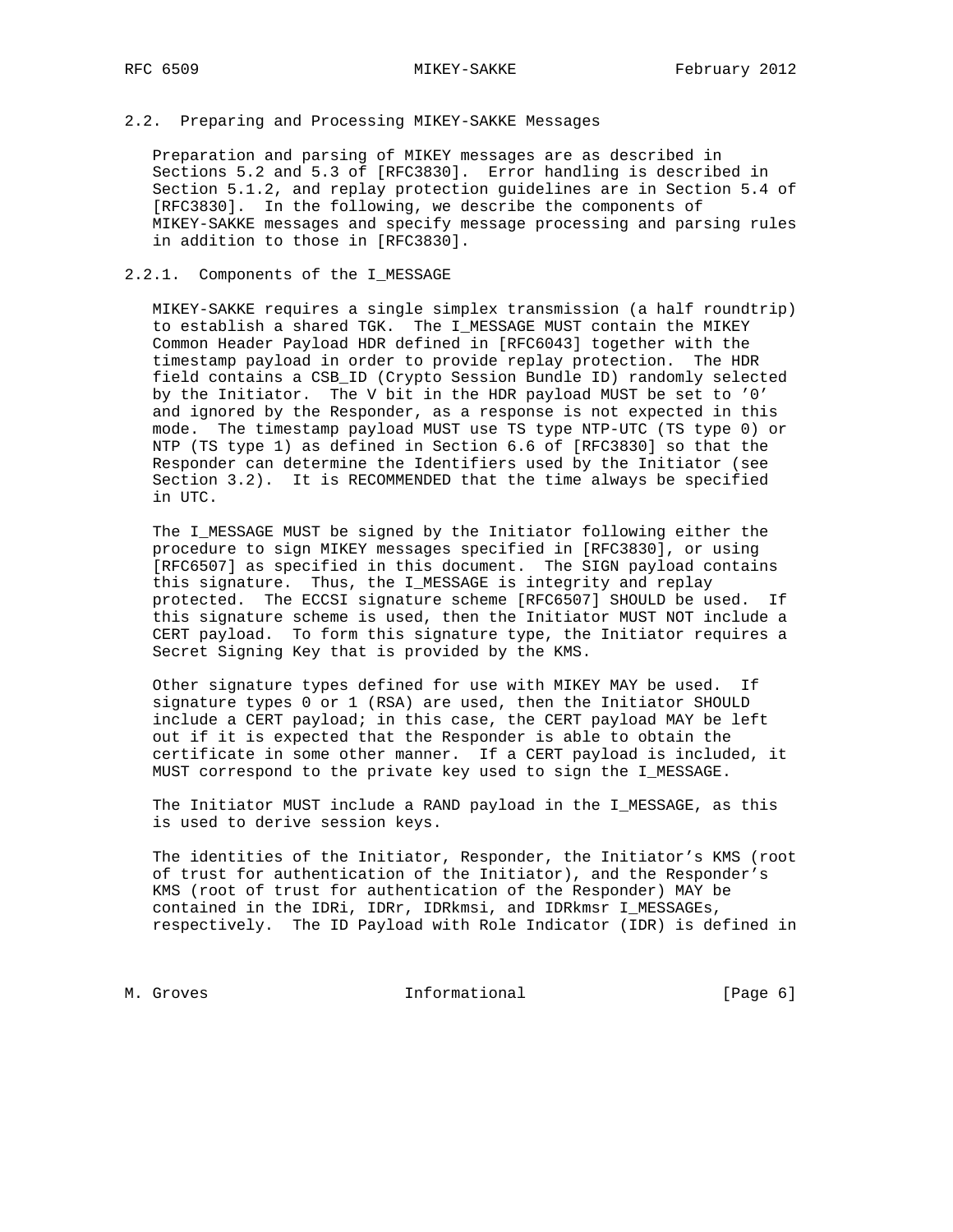### 2.2. Preparing and Processing MIKEY-SAKKE Messages

Preparation and parsing of MIKEY messages are as described in Sections 5.2 and 5.3 of [RFC3830]. Error handling is described in Section 5.1.2, and replay protection guidelines are in Section 5.4 of [RFC3830]. In the following, we describe the components of MIKEY-SAKKE messages and specify message processing and parsing rules in addition to those in [RFC3830].

#### 2.2.1. Components of the I_MESSAGE

MIKEY-SAKKE requires a single simplex transmission (a half roundtrip) to establish a shared TGK. The I_MESSAGE MUST contain the MIKEY Common Header Payload HDR defined in [RFC6043] together with the timestamp payload in order to provide replay protection. The HDR field contains a CSB_ID (Crypto Session Bundle ID) randomly selected by the Initiator. The V bit in the HDR payload MUST be set to '0' and ignored by the Responder, as a response is not expected in this mode. The timestamp payload MUST use TS type NTP-UTC (TS type 0) or NTP (TS type 1) as defined in Section 6.6 of [RFC3830] so that the Responder can determine the Identifiers used by the Initiator (see Section 3.2). It is RECOMMENDED that the time always be specified in UTC.

The I_MESSAGE MUST be signed by the Initiator following either the procedure to sign MIKEY messages specified in [RFC3830], or using [RFC6507] as specified in this document. The SIGN payload contains this signature. Thus, the I_MESSAGE is integrity and replay protected. The ECCSI signature scheme [RFC6507] SHOULD be used. If this signature scheme is used, then the Initiator MUST NOT include a CERT payload. To form this signature type, the Initiator requires a Secret Signing Key that is provided by the KMS.

Other signature types defined for use with MIKEY MAY be used. If signature types 0 or 1 (RSA) are used, then the Initiator SHOULD include a CERT payload; in this case, the CERT payload MAY be left out if it is expected that the Responder is able to obtain the certificate in some other manner. If a CERT payload is included, it MUST correspond to the private key used to sign the I_MESSAGE.

The Initiator MUST include a RAND payload in the I_MESSAGE, as this is used to derive session keys.

The identities of the Initiator, Responder, the Initiator's KMS (root of trust for authentication of the Initiator), and the Responder's KMS (root of trust for authentication of the Responder) MAY be contained in the IDRi, IDRr, IDRkmsi, and IDRkmsr I_MESSAGEs, respectively. The ID Payload with Role Indicator (IDR) is defined in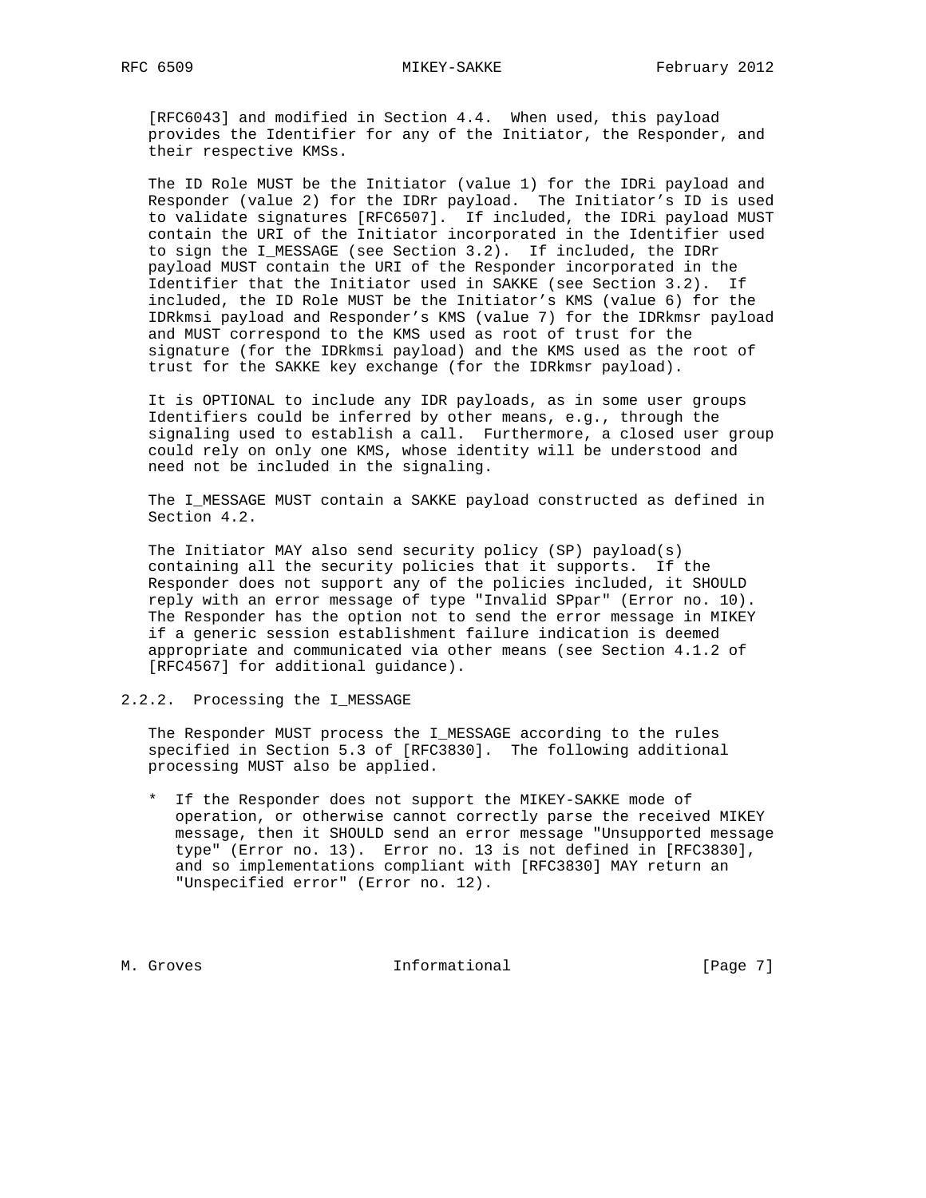[RFC6043] and modified in Section 4.4. When used, this payload provides the Identifier for any of the Initiator, the Responder, and their respective KMSs.

The ID Role MUST be the Initiator (value 1) for the IDRi payload and Responder (value 2) for the IDRr payload. The Initiator's ID is used to validate signatures [RFC6507]. If included, the IDRi payload MUST contain the URI of the Initiator incorporated in the Identifier used to sign the I_MESSAGE (see Section 3.2). If included, the IDRr payload MUST contain the URI of the Responder incorporated in the Identifier that the Initiator used in SAKKE (see Section 3.2). If included, the ID Role MUST be the Initiator's KMS (value 6) for the IDRkmsi payload and Responder's KMS (value 7) for the IDRkmsr payload and MUST correspond to the KMS used as root of trust for the signature (for the IDRkmsi payload) and the KMS used as the root of trust for the SAKKE key exchange (for the IDRkmsr payload).

It is OPTIONAL to include any IDR payloads, as in some user groups Identifiers could be inferred by other means, e.g., through the signaling used to establish a call. Furthermore, a closed user group could rely on only one KMS, whose identity will be understood and need not be included in the signaling.

The I_MESSAGE MUST contain a SAKKE payload constructed as defined in Section 4.2.

The Initiator MAY also send security policy (SP) payload(s) containing all the security policies that it supports. If the Responder does not support any of the policies included, it SHOULD reply with an error message of type "Invalid SPpar" (Error no. 10). The Responder has the option not to send the error message in MIKEY if a generic session establishment failure indication is deemed appropriate and communicated via other means (see Section 4.1.2 of [RFC4567] for additional guidance).

### 2.2.2. Processing the I_MESSAGE

The Responder MUST process the I_MESSAGE according to the rules specified in Section 5.3 of [RFC3830]. The following additional processing MUST also be applied.

* If the Responder does not support the MIKEY-SAKKE mode of operation, or otherwise cannot correctly parse the received MIKEY message, then it SHOULD send an error message "Unsupported message type" (Error no. 13). Error no. 13 is not defined in [RFC3830], and so implementations compliant with [RFC3830] MAY return an "Unspecified error" (Error no. 12).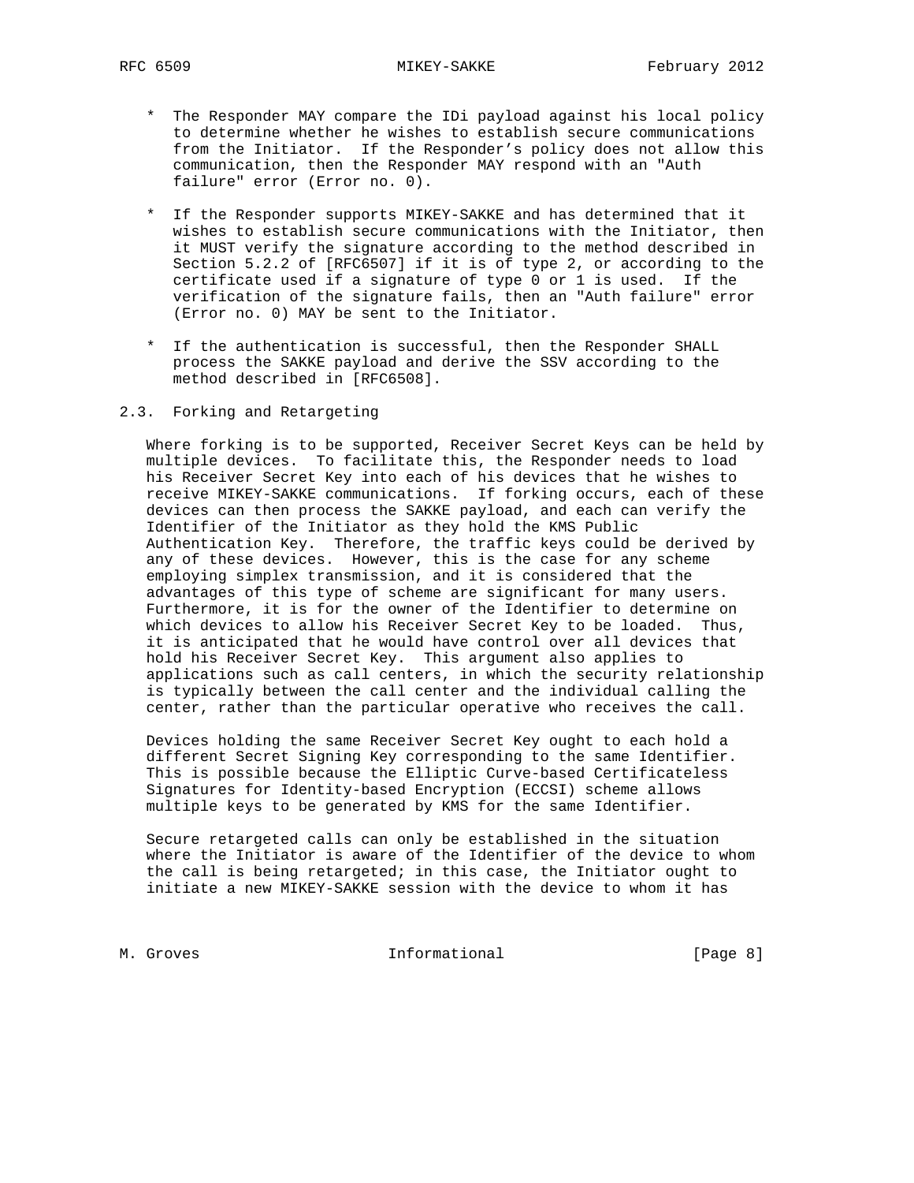* The Responder MAY compare the IDi payload against his local policy to determine whether he wishes to establish secure communications from the Initiator. If the Responder's policy does not allow this communication, then the Responder MAY respond with an "Auth failure" error (Error no. 0).

* If the Responder supports MIKEY-SAKKE and has determined that it wishes to establish secure communications with the Initiator, then it MUST verify the signature according to the method described in Section 5.2.2 of [RFC6507] if it is of type 2, or according to the certificate used if a signature of type 0 or 1 is used. If the verification of the signature fails, then an "Auth failure" error (Error no. 0) MAY be sent to the Initiator.

* If the authentication is successful, then the Responder SHALL process the SAKKE payload and derive the SSV according to the method described in [RFC6508].

## 2.3. Forking and Retargeting

Where forking is to be supported, Receiver Secret Keys can be held by multiple devices. To facilitate this, the Responder needs to load his Receiver Secret Key into each of his devices that he wishes to receive MIKEY-SAKKE communications. If forking occurs, each of these devices can then process the SAKKE payload, and each can verify the Identifier of the Initiator as they hold the KMS Public Authentication Key. Therefore, the traffic keys could be derived by any of these devices. However, this is the case for any scheme employing simplex transmission, and it is considered that the advantages of this type of scheme are significant for many users. Furthermore, it is for the owner of the Identifier to determine on which devices to allow his Receiver Secret Key to be loaded. Thus, it is anticipated that he would have control over all devices that hold his Receiver Secret Key. This argument also applies to applications such as call centers, in which the security relationship is typically between the call center and the individual calling the center, rather than the particular operative who receives the call.

Devices holding the same Receiver Secret Key ought to each hold a different Secret Signing Key corresponding to the same Identifier. This is possible because the Elliptic Curve-based Certificateless Signatures for Identity-based Encryption (ECCSI) scheme allows multiple keys to be generated by KMS for the same Identifier.

Secure retargeted calls can only be established in the situation where the Initiator is aware of the Identifier of the device to whom the call is being retargeted; in this case, the Initiator ought to initiate a new MIKEY-SAKKE session with the device to whom it has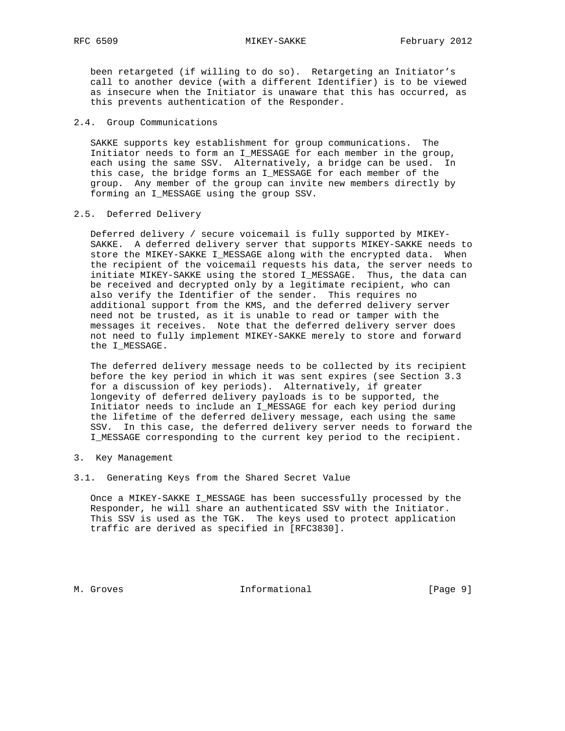been retargeted (if willing to do so). Retargeting an Initiator's call to another device (with a different Identifier) is to be viewed as insecure when the Initiator is unaware that this has occurred, as this prevents authentication of the Responder.

### 2.4. Group Communications

SAKKE supports key establishment for group communications. The Initiator needs to form an I_MESSAGE for each member in the group, each using the same SSV. Alternatively, a bridge can be used. In this case, the bridge forms an I_MESSAGE for each member of the group. Any member of the group can invite new members directly by forming an I_MESSAGE using the group SSV.

### 2.5. Deferred Delivery

Deferred delivery / secure voicemail is fully supported by MIKEY-SAKKE. A deferred delivery server that supports MIKEY-SAKKE needs to store the MIKEY-SAKKE I_MESSAGE along with the encrypted data. When the recipient of the voicemail requests his data, the server needs to initiate MIKEY-SAKKE using the stored I_MESSAGE. Thus, the data can be received and decrypted only by a legitimate recipient, who can also verify the Identifier of the sender. This requires no additional support from the KMS, and the deferred delivery server need not be trusted, as it is unable to read or tamper with the messages it receives. Note that the deferred delivery server does not need to fully implement MIKEY-SAKKE merely to store and forward the I_MESSAGE.

The deferred delivery message needs to be collected by its recipient before the key period in which it was sent expires (see Section 3.3 for a discussion of key periods). Alternatively, if greater longevity of deferred delivery payloads is to be supported, the Initiator needs to include an I_MESSAGE for each key period during the lifetime of the deferred delivery message, each using the same SSV. In this case, the deferred delivery server needs to forward the I_MESSAGE corresponding to the current key period to the recipient.

## 3. Key Management

### 3.1. Generating Keys from the Shared Secret Value

Once a MIKEY-SAKKE I_MESSAGE has been successfully processed by the Responder, he will share an authenticated SSV with the Initiator. This SSV is used as the TGK. The keys used to protect application traffic are derived as specified in [RFC3830].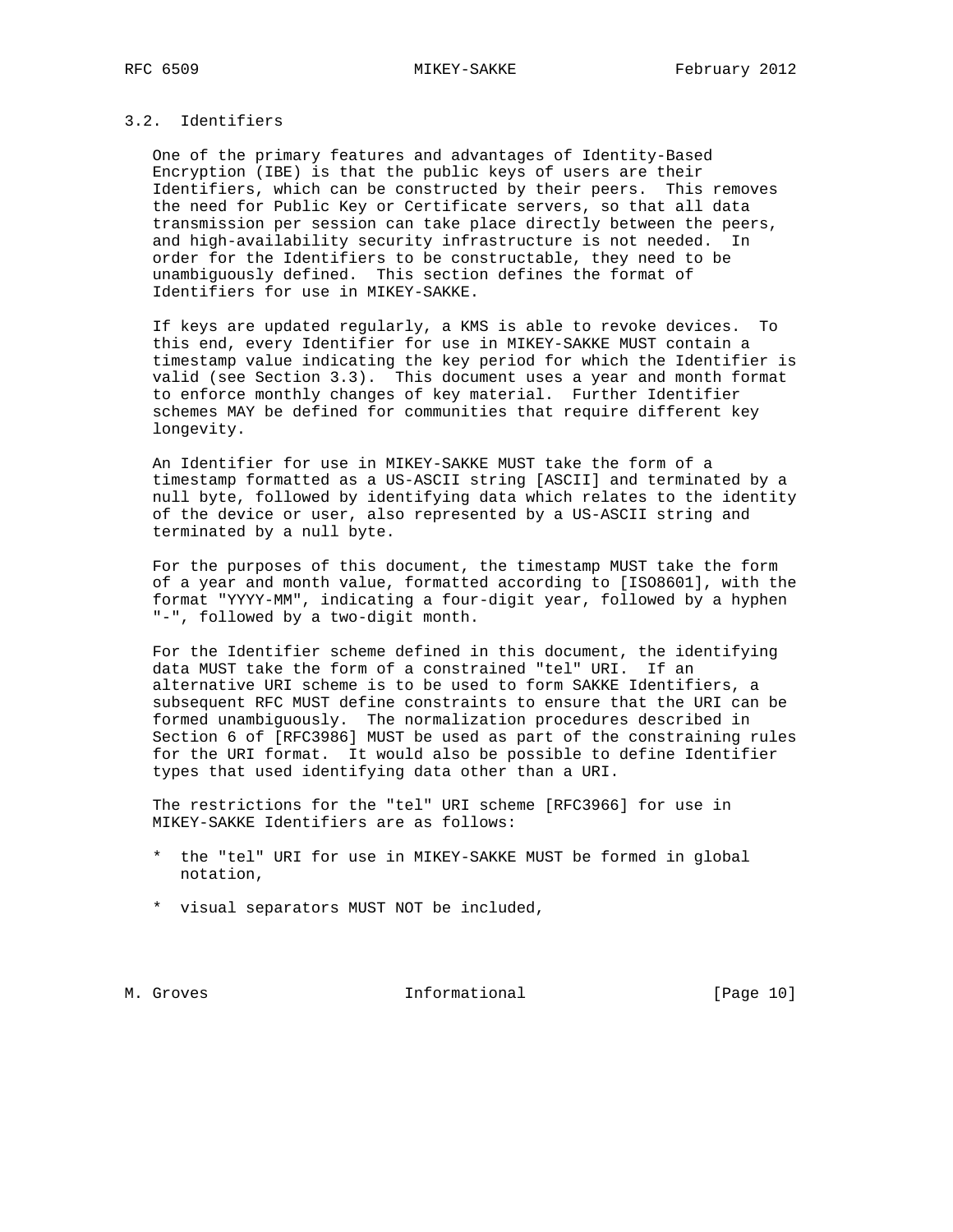### 3.2. Identifiers

One of the primary features and advantages of Identity-Based Encryption (IBE) is that the public keys of users are their Identifiers, which can be constructed by their peers. This removes the need for Public Key or Certificate servers, so that all data transmission per session can take place directly between the peers, and high-availability security infrastructure is not needed. In order for the Identifiers to be constructable, they need to be unambiguously defined. This section defines the format of Identifiers for use in MIKEY-SAKKE.

If keys are updated regularly, a KMS is able to revoke devices. To this end, every Identifier for use in MIKEY-SAKKE MUST contain a timestamp value indicating the key period for which the Identifier is valid (see Section 3.3). This document uses a year and month format to enforce monthly changes of key material. Further Identifier schemes MAY be defined for communities that require different key longevity.

An Identifier for use in MIKEY-SAKKE MUST take the form of a timestamp formatted as a US-ASCII string [ASCII] and terminated by a null byte, followed by identifying data which relates to the identity of the device or user, also represented by a US-ASCII string and terminated by a null byte.

For the purposes of this document, the timestamp MUST take the form of a year and month value, formatted according to [ISO8601], with the format "YYYY-MM", indicating a four-digit year, followed by a hyphen "-", followed by a two-digit month.

For the Identifier scheme defined in this document, the identifying data MUST take the form of a constrained "tel" URI. If an alternative URI scheme is to be used to form SAKKE Identifiers, a subsequent RFC MUST define constraints to ensure that the URI can be formed unambiguously. The normalization procedures described in Section 6 of [RFC3986] MUST be used as part of the constraining rules for the URI format. It would also be possible to define Identifier types that used identifying data other than a URI.

The restrictions for the "tel" URI scheme [RFC3966] for use in MIKEY-SAKKE Identifiers are as follows:

* the "tel" URI for use in MIKEY-SAKKE MUST be formed in global notation,

* visual separators MUST NOT be included,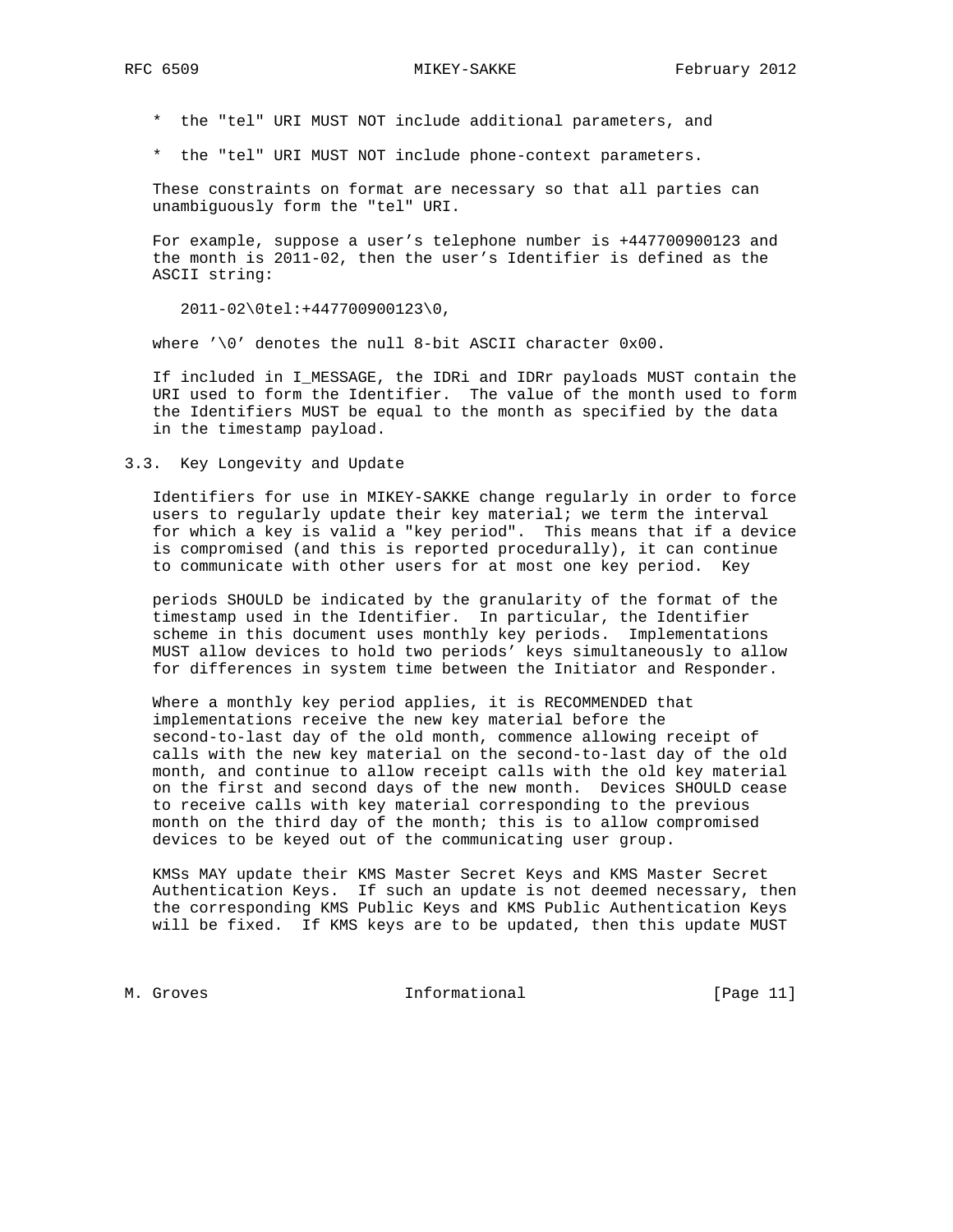* the "tel" URI MUST NOT include additional parameters, and

* the "tel" URI MUST NOT include phone-context parameters.

These constraints on format are necessary so that all parties can unambiguously form the "tel" URI.

For example, suppose a user's telephone number is +447700900123 and the month is 2011-02, then the user's Identifier is defined as the ASCII string:

```
2011-02\0tel:+447700900123\0,
```

where '\0' denotes the null 8-bit ASCII character 0x00.

If included in I_MESSAGE, the IDRi and IDRr payloads MUST contain the URI used to form the Identifier. The value of the month used to form the Identifiers MUST be equal to the month as specified by the data in the timestamp payload.

### 3.3. Key Longevity and Update

Identifiers for use in MIKEY-SAKKE change regularly in order to force users to regularly update their key material; we term the interval for which a key is valid a "key period". This means that if a device is compromised (and this is reported procedurally), it can continue to communicate with other users for at most one key period. Key periods SHOULD be indicated by the granularity of the format of the timestamp used in the Identifier. In particular, the Identifier scheme in this document uses monthly key periods. Implementations MUST allow devices to hold two periods' keys simultaneously to allow for differences in system time between the Initiator and Responder.

Where a monthly key period applies, it is RECOMMENDED that implementations receive the new key material before the second-to-last day of the old month, commence allowing receipt of calls with the new key material on the second-to-last day of the old month, and continue to allow receipt calls with the old key material on the first and second days of the new month. Devices SHOULD cease to receive calls with key material corresponding to the previous month on the third day of the month; this is to allow compromised devices to be keyed out of the communicating user group.

KMSs MAY update their KMS Master Secret Keys and KMS Master Secret Authentication Keys. If such an update is not deemed necessary, then the corresponding KMS Public Keys and KMS Public Authentication Keys will be fixed. If KMS keys are to be updated, then this update MUST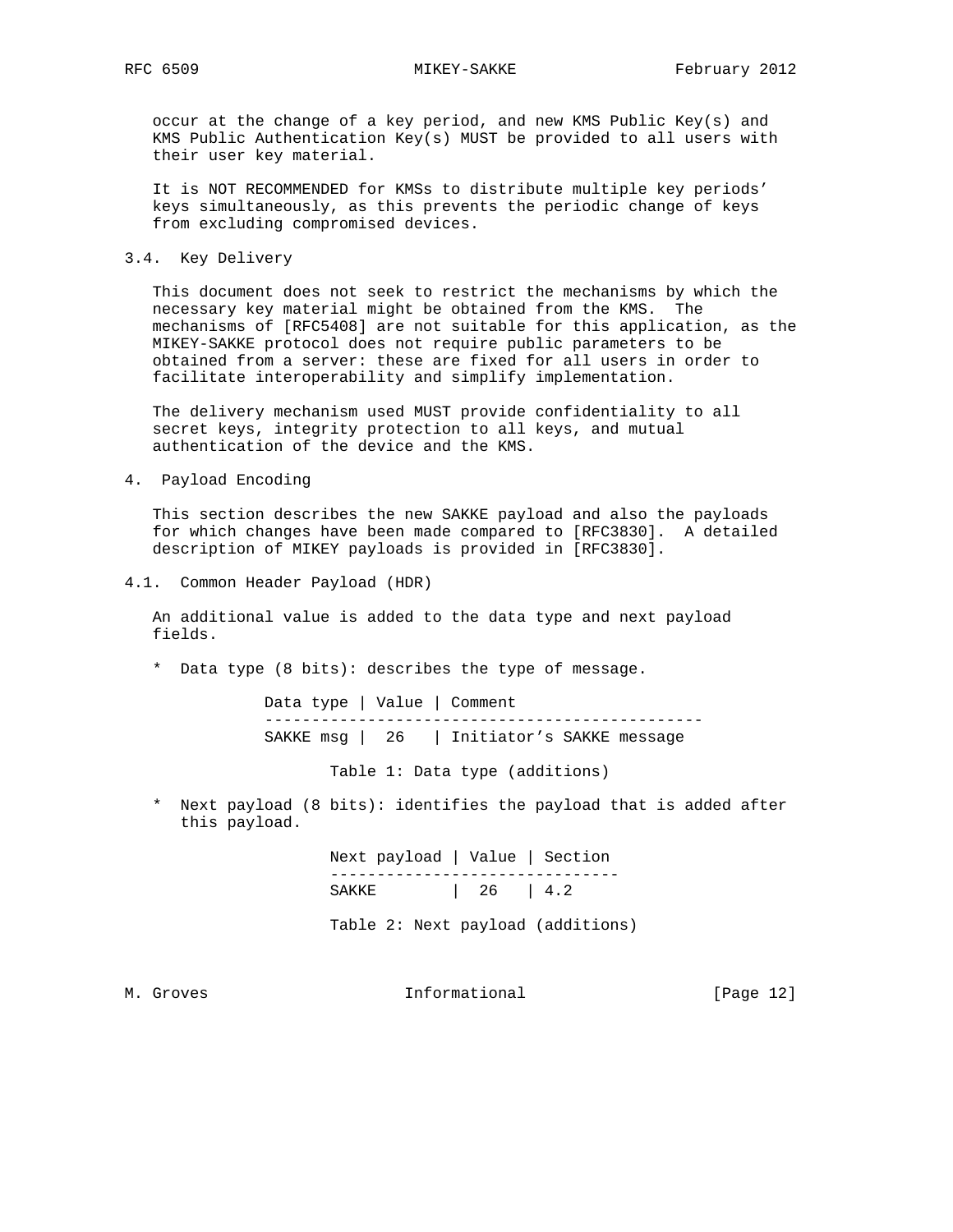occur at the change of a key period, and new KMS Public Key(s) and KMS Public Authentication Key(s) MUST be provided to all users with their user key material.

It is NOT RECOMMENDED for KMSs to distribute multiple key periods' keys simultaneously, as this prevents the periodic change of keys from excluding compromised devices.

### 3.4. Key Delivery

This document does not seek to restrict the mechanisms by which the necessary key material might be obtained from the KMS. The mechanisms of [RFC5408] are not suitable for this application, as the MIKEY-SAKKE protocol does not require public parameters to be obtained from a server: these are fixed for all users in order to facilitate interoperability and simplify implementation.

The delivery mechanism used MUST provide confidentiality to all secret keys, integrity protection to all keys, and mutual authentication of the device and the KMS.

## 4. Payload Encoding

This section describes the new SAKKE payload and also the payloads for which changes have been made compared to [RFC3830]. A detailed description of MIKEY payloads is provided in [RFC3830].

### 4.1. Common Header Payload (HDR)

An additional value is added to the data type and next payload fields.

* Data type (8 bits): describes the type of message.

| Data type | Value | Comment |
|---|---|---|
| SAKKE msg | 26 | Initiator's SAKKE message |

Table 1: Data type (additions)

* Next payload (8 bits): identifies the payload that is added after this payload.

| Next payload | Value | Section |
|---|---|---|
| SAKKE | 26 | 4.2 |

Table 2: Next payload (additions)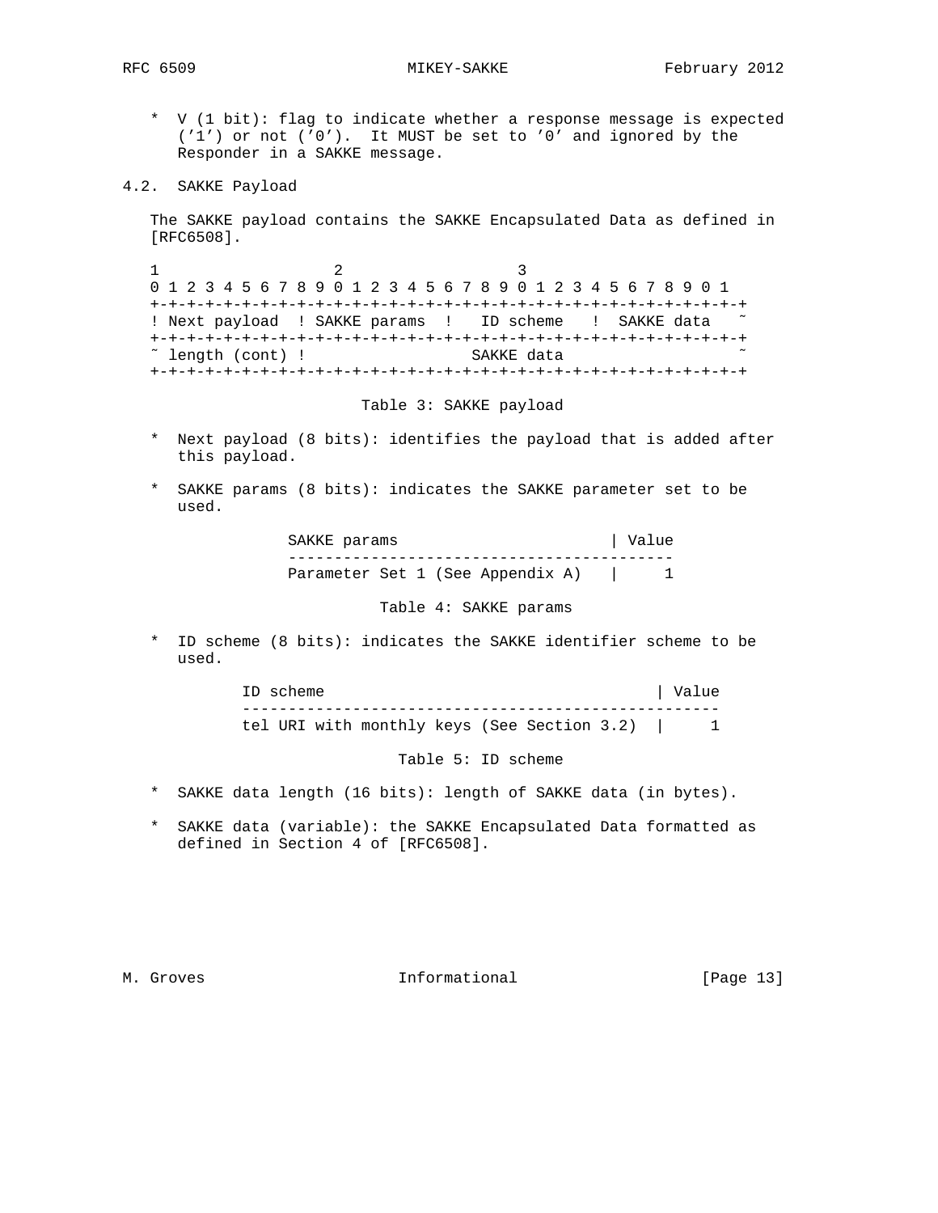* V (1 bit): flag to indicate whether a response message is expected ('1') or not ('0'). It MUST be set to '0' and ignored by the Responder in a SAKKE message.

### 4.2. SAKKE Payload

The SAKKE payload contains the SAKKE Encapsulated Data as defined in [RFC6508].

```
1                   2                   3
0 1 2 3 4 5 6 7 8 9 0 1 2 3 4 5 6 7 8 9 0 1 2 3 4 5 6 7 8 9 0 1
+-+-+-+-+-+-+-+-+-+-+-+-+-+-+-+-+-+-+-+-+-+-+-+-+-+-+-+-+-+-+-+-+
! Next payload  ! SAKKE params  !   ID scheme   !  SAKKE data   ~
+-+-+-+-+-+-+-+-+-+-+-+-+-+-+-+-+-+-+-+-+-+-+-+-+-+-+-+-+-+-+-+-+
~ length (cont) !                 SAKKE data                    ~
+-+-+-+-+-+-+-+-+-+-+-+-+-+-+-+-+-+-+-+-+-+-+-+-+-+-+-+-+-+-+-+-+
```

Table 3: SAKKE payload

* Next payload (8 bits): identifies the payload that is added after this payload.

* SAKKE params (8 bits): indicates the SAKKE parameter set to be used.

| SAKKE params | Value |
|---|---|
| Parameter Set 1 (See Appendix A) | 1 |

Table 4: SAKKE params

* ID scheme (8 bits): indicates the SAKKE identifier scheme to be used.

| ID scheme | Value |
|---|---|
| tel URI with monthly keys (See Section 3.2) | 1 |

Table 5: ID scheme

* SAKKE data length (16 bits): length of SAKKE data (in bytes).

* SAKKE data (variable): the SAKKE Encapsulated Data formatted as defined in Section 4 of [RFC6508].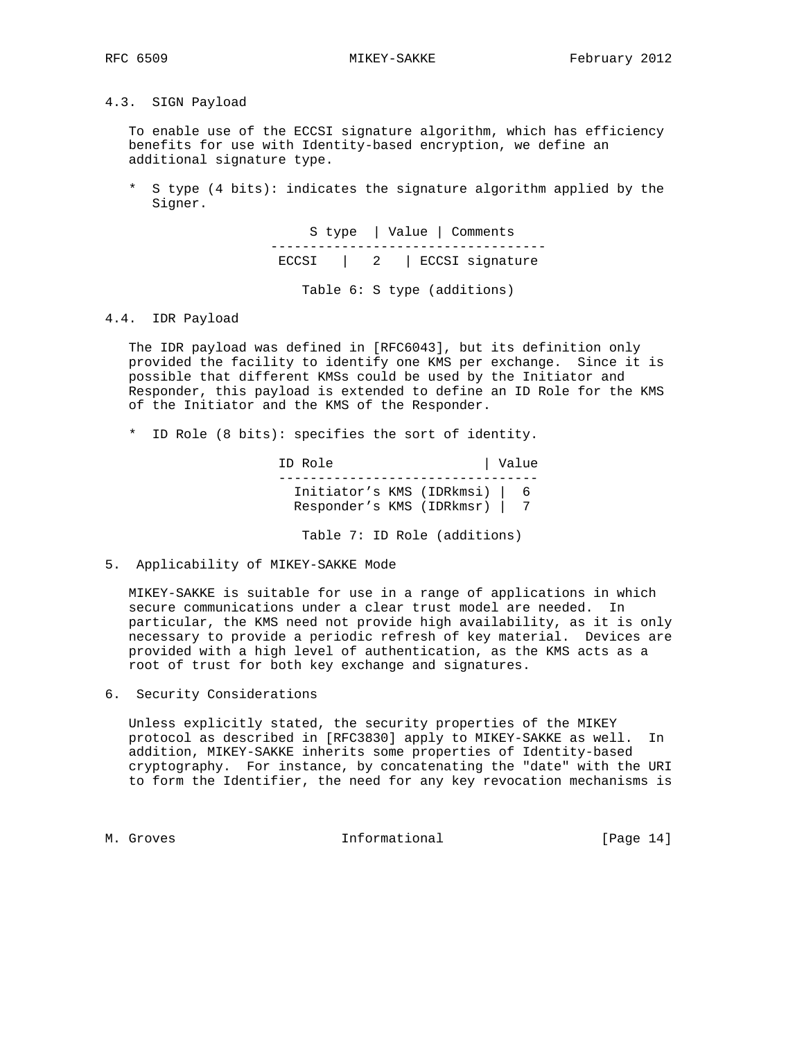### 4.3. SIGN Payload

To enable use of the ECCSI signature algorithm, which has efficiency benefits for use with Identity-based encryption, we define an additional signature type.

* S type (4 bits): indicates the signature algorithm applied by the Signer.

| S type | Value | Comments |
|---|---|---|
| ECCSI | 2 | ECCSI signature |

Table 6: S type (additions)

### 4.4. IDR Payload

The IDR payload was defined in [RFC6043], but its definition only provided the facility to identify one KMS per exchange. Since it is possible that different KMSs could be used by the Initiator and Responder, this payload is extended to define an ID Role for the KMS of the Initiator and the KMS of the Responder.

* ID Role (8 bits): specifies the sort of identity.

| ID Role | Value |
|---|---|
| Initiator's KMS (IDRkmsi) | 6 |
| Responder's KMS (IDRkmsr) | 7 |

Table 7: ID Role (additions)

## 5. Applicability of MIKEY-SAKKE Mode

MIKEY-SAKKE is suitable for use in a range of applications in which secure communications under a clear trust model are needed. In particular, the KMS need not provide high availability, as it is only necessary to provide a periodic refresh of key material. Devices are provided with a high level of authentication, as the KMS acts as a root of trust for both key exchange and signatures.

## 6. Security Considerations

Unless explicitly stated, the security properties of the MIKEY protocol as described in [RFC3830] apply to MIKEY-SAKKE as well. In addition, MIKEY-SAKKE inherits some properties of Identity-based cryptography. For instance, by concatenating the "date" with the URI to form the Identifier, the need for any key revocation mechanisms is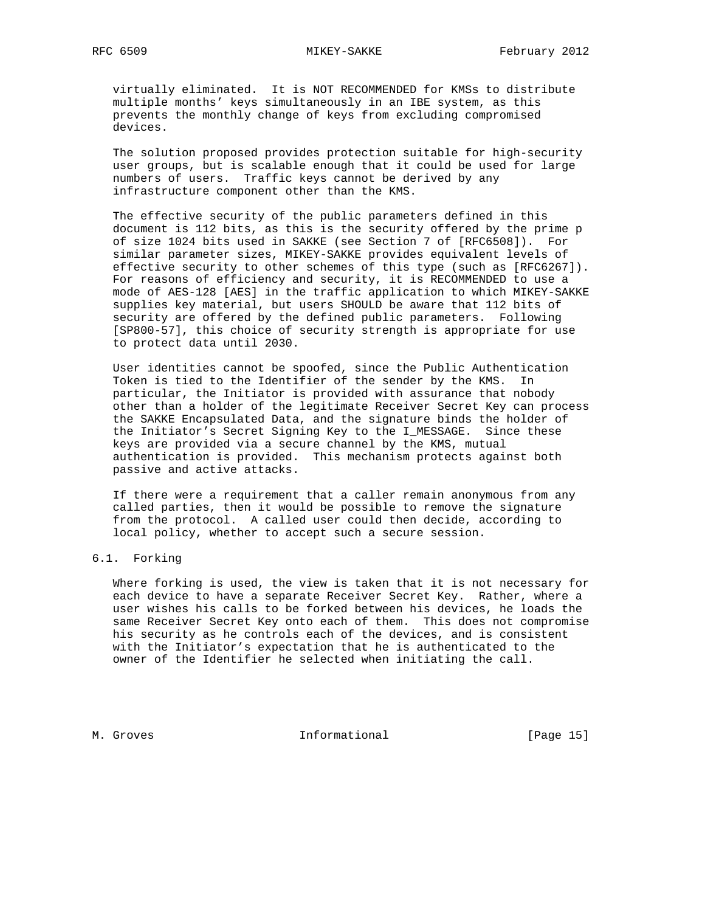virtually eliminated. It is NOT RECOMMENDED for KMSs to distribute multiple months' keys simultaneously in an IBE system, as this prevents the monthly change of keys from excluding compromised devices.

The solution proposed provides protection suitable for high-security user groups, but is scalable enough that it could be used for large numbers of users. Traffic keys cannot be derived by any infrastructure component other than the KMS.

The effective security of the public parameters defined in this document is 112 bits, as this is the security offered by the prime p of size 1024 bits used in SAKKE (see Section 7 of [RFC6508]). For similar parameter sizes, MIKEY-SAKKE provides equivalent levels of effective security to other schemes of this type (such as [RFC6267]). For reasons of efficiency and security, it is RECOMMENDED to use a mode of AES-128 [AES] in the traffic application to which MIKEY-SAKKE supplies key material, but users SHOULD be aware that 112 bits of security are offered by the defined public parameters. Following [SP800-57], this choice of security strength is appropriate for use to protect data until 2030.

User identities cannot be spoofed, since the Public Authentication Token is tied to the Identifier of the sender by the KMS. In particular, the Initiator is provided with assurance that nobody other than a holder of the legitimate Receiver Secret Key can process the SAKKE Encapsulated Data, and the signature binds the holder of the Initiator's Secret Signing Key to the I_MESSAGE. Since these keys are provided via a secure channel by the KMS, mutual authentication is provided. This mechanism protects against both passive and active attacks.

If there were a requirement that a caller remain anonymous from any called parties, then it would be possible to remove the signature from the protocol. A called user could then decide, according to local policy, whether to accept such a secure session.

## 6.1. Forking

Where forking is used, the view is taken that it is not necessary for each device to have a separate Receiver Secret Key. Rather, where a user wishes his calls to be forked between his devices, he loads the same Receiver Secret Key onto each of them. This does not compromise his security as he controls each of the devices, and is consistent with the Initiator's expectation that he is authenticated to the owner of the Identifier he selected when initiating the call.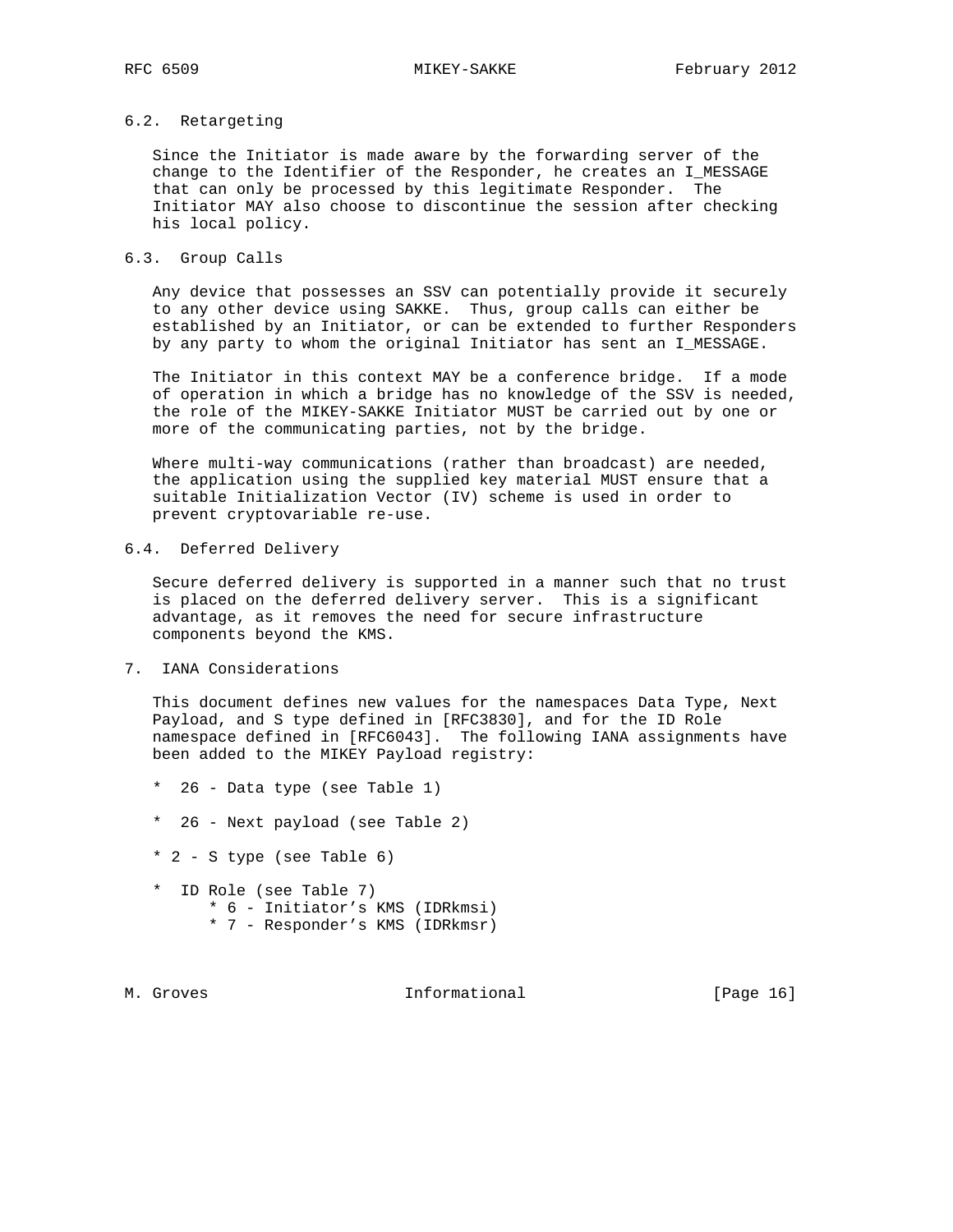### 6.2. Retargeting

Since the Initiator is made aware by the forwarding server of the change to the Identifier of the Responder, he creates an I_MESSAGE that can only be processed by this legitimate Responder. The Initiator MAY also choose to discontinue the session after checking his local policy.

### 6.3. Group Calls

Any device that possesses an SSV can potentially provide it securely to any other device using SAKKE. Thus, group calls can either be established by an Initiator, or can be extended to further Responders by any party to whom the original Initiator has sent an I_MESSAGE.

The Initiator in this context MAY be a conference bridge. If a mode of operation in which a bridge has no knowledge of the SSV is needed, the role of the MIKEY-SAKKE Initiator MUST be carried out by one or more of the communicating parties, not by the bridge.

Where multi-way communications (rather than broadcast) are needed, the application using the supplied key material MUST ensure that a suitable Initialization Vector (IV) scheme is used in order to prevent cryptovariable re-use.

### 6.4. Deferred Delivery

Secure deferred delivery is supported in a manner such that no trust is placed on the deferred delivery server. This is a significant advantage, as it removes the need for secure infrastructure components beyond the KMS.

## 7. IANA Considerations

This document defines new values for the namespaces Data Type, Next Payload, and S type defined in [RFC3830], and for the ID Role namespace defined in [RFC6043]. The following IANA assignments have been added to the MIKEY Payload registry:

* 26 - Data type (see Table 1)

* 26 - Next payload (see Table 2)

* 2 - S type (see Table 6)

* ID Role (see Table 7)
    * 6 - Initiator’s KMS (IDRkmsi)
    * 7 - Responder’s KMS (IDRkmsr)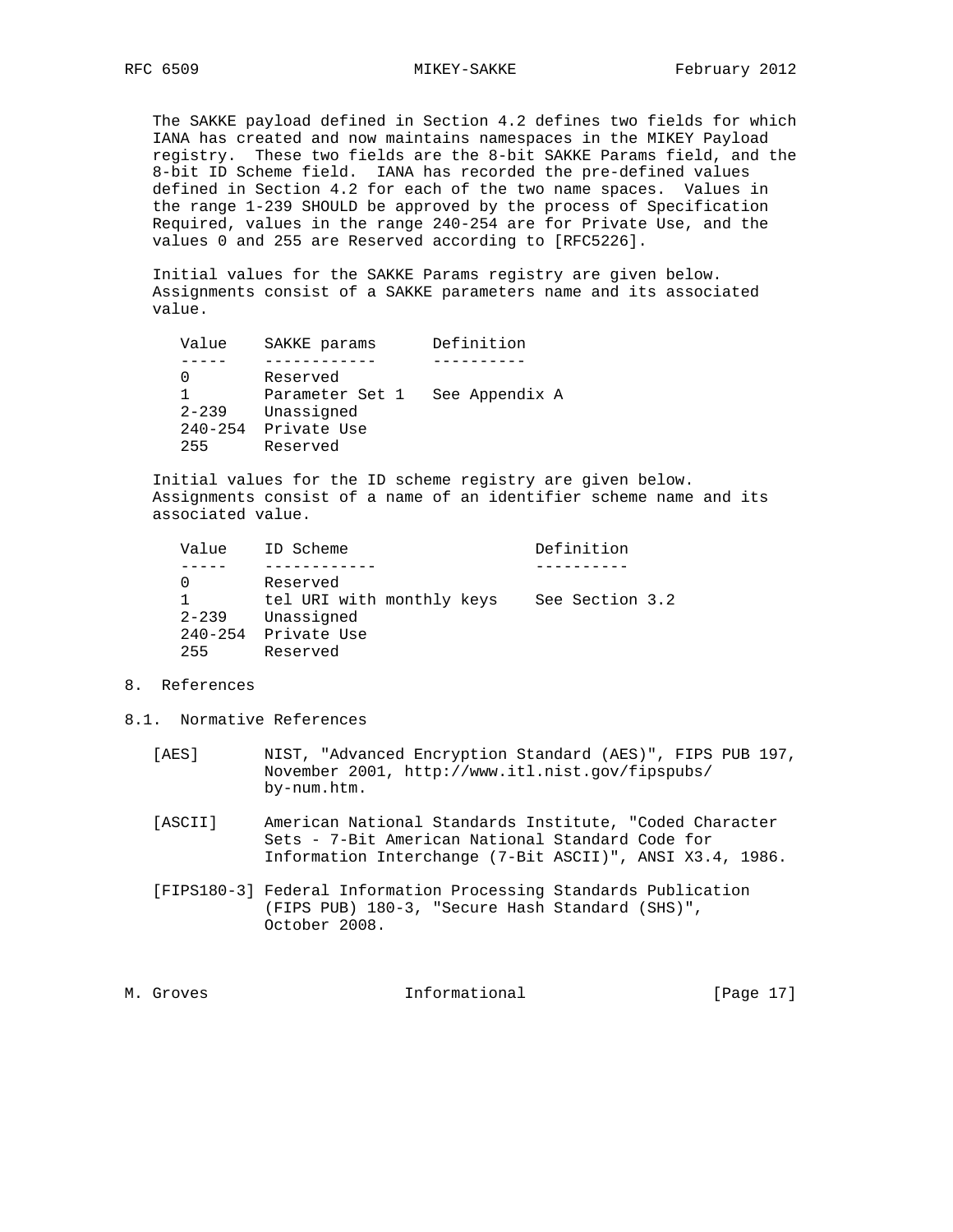The SAKKE payload defined in Section 4.2 defines two fields for which IANA has created and now maintains namespaces in the MIKEY Payload registry. These two fields are the 8-bit SAKKE Params field, and the 8-bit ID Scheme field. IANA has recorded the pre-defined values defined in Section 4.2 for each of the two name spaces. Values in the range 1-239 SHOULD be approved by the process of Specification Required, values in the range 240-254 are for Private Use, and the values 0 and 255 are Reserved according to [RFC5226].

Initial values for the SAKKE Params registry are given below. Assignments consist of a SAKKE parameters name and its associated value.

| Value | SAKKE params | Definition |
| --- | --- | --- |
| 0 | Reserved | |
| 1 | Parameter Set 1 | See Appendix A |
| 2-239 | Unassigned | |
| 240-254 | Private Use | |
| 255 | Reserved | |

Initial values for the ID scheme registry are given below. Assignments consist of a name of an identifier scheme name and its associated value.

| Value | ID Scheme | Definition |
| --- | --- | --- |
| 0 | Reserved | |
| 1 | tel URI with monthly keys | See Section 3.2 |
| 2-239 | Unassigned | |
| 240-254 | Private Use | |
| 255 | Reserved | |

# 8. References

## 8.1. Normative References

[AES] NIST, "Advanced Encryption Standard (AES)", FIPS PUB 197, November 2001, http://www.itl.nist.gov/fipspubs/by-num.htm.

[ASCII] American National Standards Institute, "Coded Character Sets - 7-Bit American National Standard Code for Information Interchange (7-Bit ASCII)", ANSI X3.4, 1986.

[FIPS180-3] Federal Information Processing Standards Publication (FIPS PUB) 180-3, "Secure Hash Standard (SHS)", October 2008.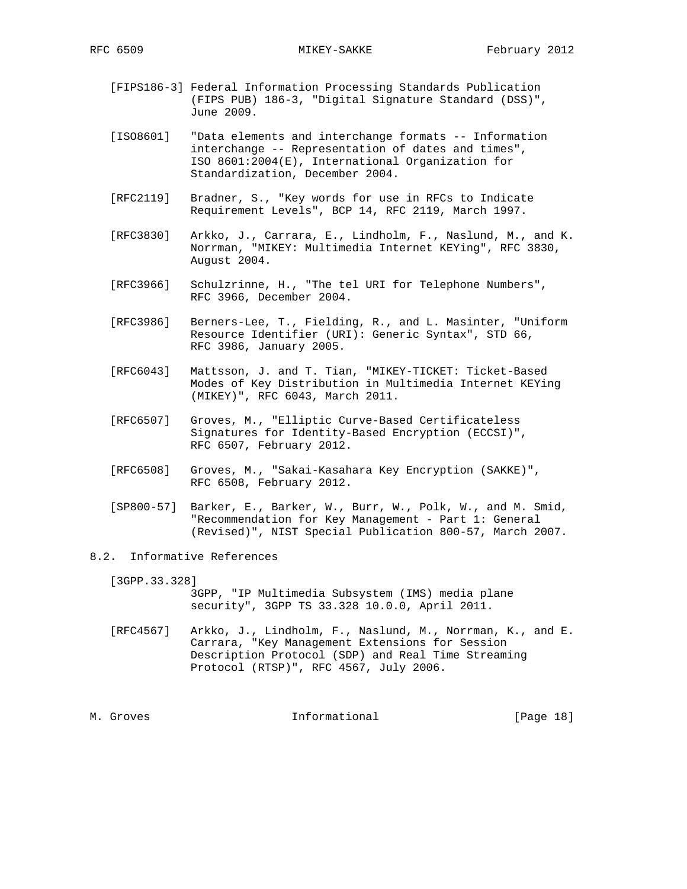[FIPS186-3] Federal Information Processing Standards Publication (FIPS PUB) 186-3, "Digital Signature Standard (DSS)", June 2009.

[ISO8601] "Data elements and interchange formats -- Information interchange -- Representation of dates and times", ISO 8601:2004(E), International Organization for Standardization, December 2004.

[RFC2119] Bradner, S., "Key words for use in RFCs to Indicate Requirement Levels", BCP 14, RFC 2119, March 1997.

[RFC3830] Arkko, J., Carrara, E., Lindholm, F., Naslund, M., and K. Norrman, "MIKEY: Multimedia Internet KEYing", RFC 3830, August 2004.

[RFC3966] Schulzrinne, H., "The tel URI for Telephone Numbers", RFC 3966, December 2004.

[RFC3986] Berners-Lee, T., Fielding, R., and L. Masinter, "Uniform Resource Identifier (URI): Generic Syntax", STD 66, RFC 3986, January 2005.

[RFC6043] Mattsson, J. and T. Tian, "MIKEY-TICKET: Ticket-Based Modes of Key Distribution in Multimedia Internet KEYing (MIKEY)", RFC 6043, March 2011.

[RFC6507] Groves, M., "Elliptic Curve-Based Certificateless Signatures for Identity-Based Encryption (ECCSI)", RFC 6507, February 2012.

[RFC6508] Groves, M., "Sakai-Kasahara Key Encryption (SAKKE)", RFC 6508, February 2012.

[SP800-57] Barker, E., Barker, W., Burr, W., Polk, W., and M. Smid, "Recommendation for Key Management - Part 1: General (Revised)", NIST Special Publication 800-57, March 2007.

## 8.2. Informative References

[3GPP.33.328] 3GPP, "IP Multimedia Subsystem (IMS) media plane security", 3GPP TS 33.328 10.0.0, April 2011.

[RFC4567] Arkko, J., Lindholm, F., Naslund, M., Norrman, K., and E. Carrara, "Key Management Extensions for Session Description Protocol (SDP) and Real Time Streaming Protocol (RTSP)", RFC 4567, July 2006.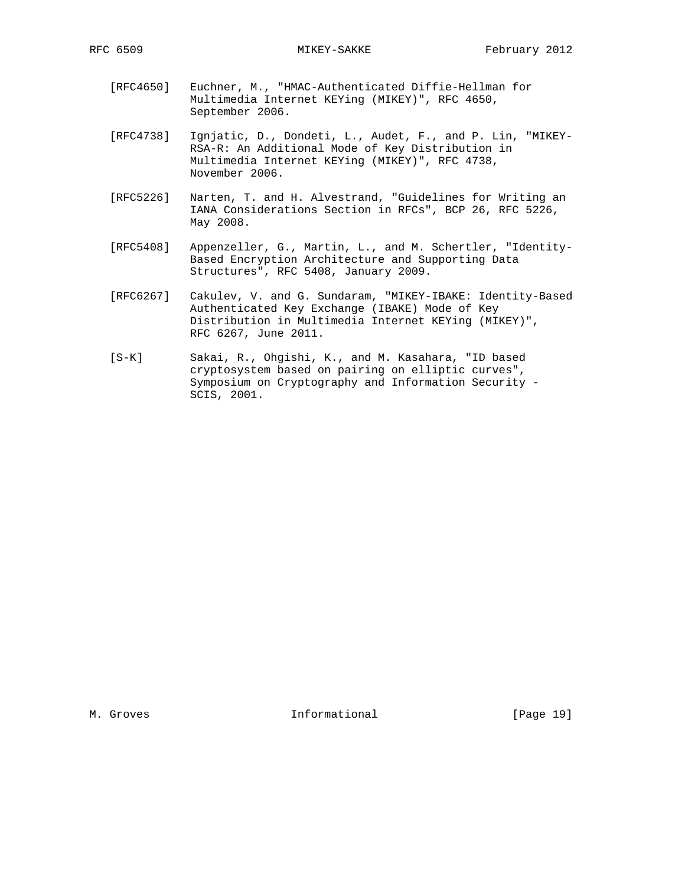[RFC4650] Euchner, M., "HMAC-Authenticated Diffie-Hellman for Multimedia Internet KEYing (MIKEY)", RFC 4650, September 2006.

[RFC4738] Ignjatic, D., Dondeti, L., Audet, F., and P. Lin, "MIKEY-RSA-R: An Additional Mode of Key Distribution in Multimedia Internet KEYing (MIKEY)", RFC 4738, November 2006.

[RFC5226] Narten, T. and H. Alvestrand, "Guidelines for Writing an IANA Considerations Section in RFCs", BCP 26, RFC 5226, May 2008.

[RFC5408] Appenzeller, G., Martin, L., and M. Schertler, "Identity-Based Encryption Architecture and Supporting Data Structures", RFC 5408, January 2009.

[RFC6267] Cakulev, V. and G. Sundaram, "MIKEY-IBAKE: Identity-Based Authenticated Key Exchange (IBAKE) Mode of Key Distribution in Multimedia Internet KEYing (MIKEY)", RFC 6267, June 2011.

[S-K] Sakai, R., Ohgishi, K., and M. Kasahara, "ID based cryptosystem based on pairing on elliptic curves", Symposium on Cryptography and Information Security - SCIS, 2001.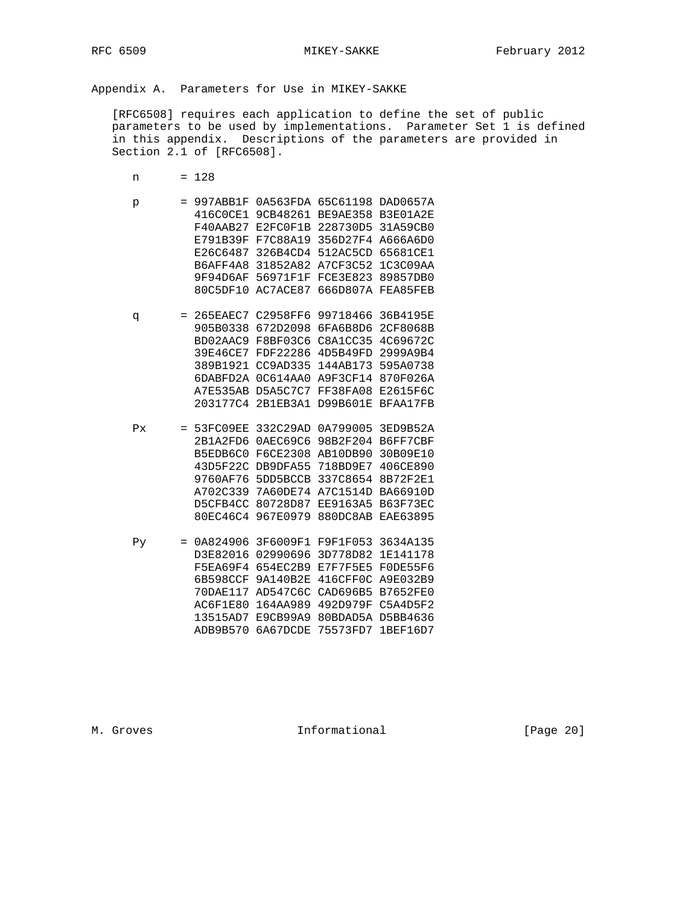## Appendix A. Parameters for Use in MIKEY-SAKKE

[RFC6508] requires each application to define the set of public parameters to be used by implementations. Parameter Set 1 is defined in this appendix. Descriptions of the parameters are provided in Section 2.1 of [RFC6508].

```
n      = 128

p      = 997ABB1F 0A563FDA 65C61198 DAD0657A
         416C0CE1 9CB48261 BE9AE358 B3E01A2E
         F40AAB27 E2FC0F1B 228730D5 31A59CB0
         E791B39F F7C88A19 356D27F4 A666A6D0
         E26C6487 326B4CD4 512AC5CD 65681CE1
         B6AFF4A8 31852A82 A7CF3C52 1C3C09AA
         9F94D6AF 56971F1F FCE3E823 89857DB0
         80C5DF10 AC7ACE87 666D807A FEA85FEB

q      = 265EAEC7 C2958FF6 99718466 36B4195E
         905B0338 672D2098 6FA6B8D6 2CF8068B
         BD02AAC9 F8BF03C6 C8A1CC35 4C69672C
         39E46CE7 FDF22286 4D5B49FD 2999A9B4
         389B1921 CC9AD335 144AB173 595A0738
         6DABFD2A 0C614AA0 A9F3CF14 870F026A
         A7E535AB D5A5C7C7 FF38FA08 E2615F6C
         203177C4 2B1EB3A1 D99B601E BFAA17FB

Px     = 53FC09EE 332C29AD 0A799005 3ED9B52A
         2B1A2FD6 0AEC69C6 98B2F204 B6FF7CBF
         B5EDB6C0 F6CE2308 AB10DB90 30B09E10
         43D5F22C DB9DFA55 718BD9E7 406CE890
         9760AF76 5DD5BCCB 337C8654 8B72F2E1
         A702C339 7A60DE74 A7C1514D BA66910D
         D5CFB4CC 80728D87 EE9163A5 B63F73EC
         80EC46C4 967E0979 880DC8AB EAE63895

Py     = 0A824906 3F6009F1 F9F1F053 3634A135
         D3E82016 02990696 3D778D82 1E141178
         F5EA69F4 654EC2B9 E7F7F5E5 F0DE55F6
         6B598CCF 9A140B2E 416CFF0C A9E032B9
         70DAE117 AD547C6C CAD696B5 B7652FE0
         AC6F1E80 164AA989 492D979F C5A4D5F2
         13515AD7 E9CB99A9 80BDAD5A D5BB4636
         ADB9B570 6A67DCDE 75573FD7 1BEF16D7
```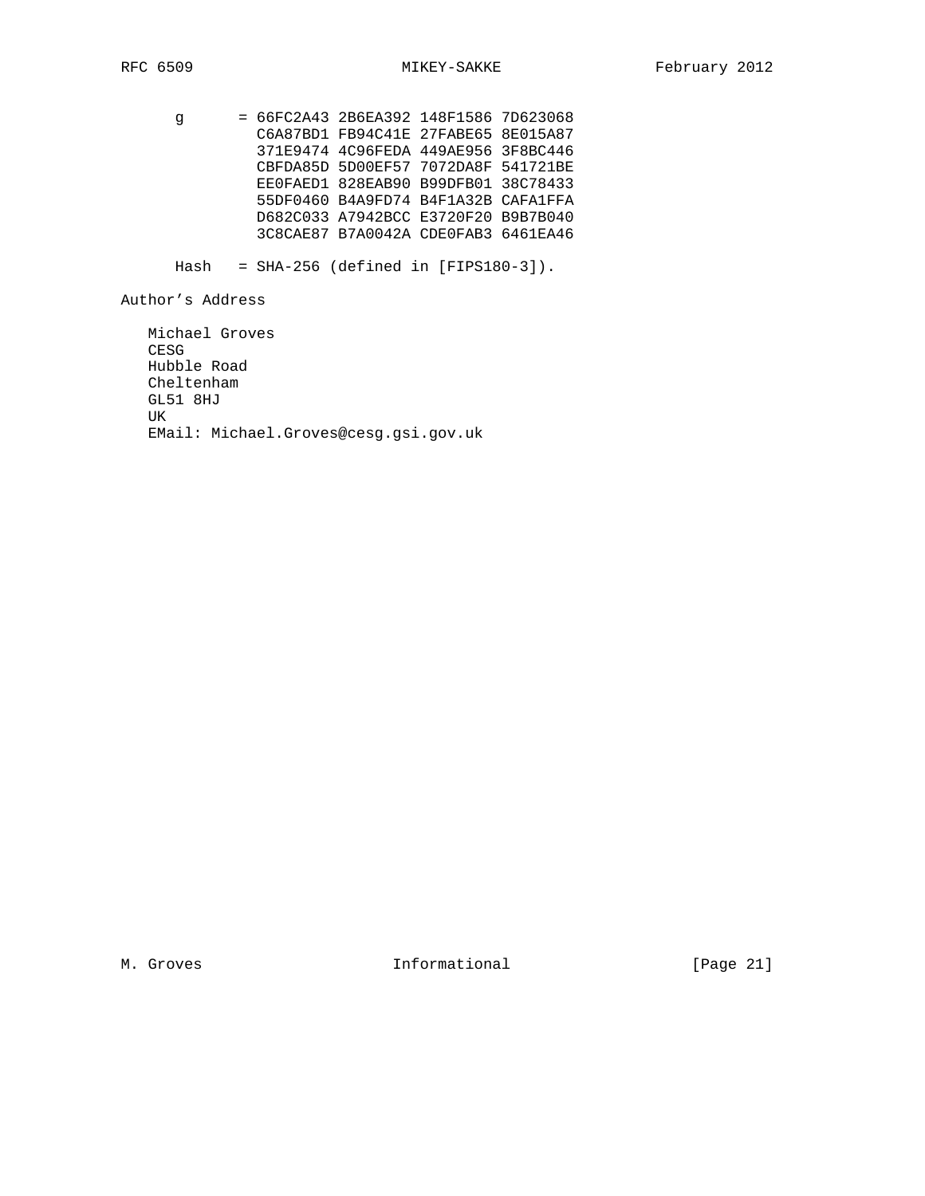```
g      = 66FC2A43 2B6EA392 148F1586 7D623068
         C6A87BD1 FB94C41E 27FABE65 8E015A87
         371E9474 4C96FEDA 449AE956 3F8BC446
         CBFDA85D 5D00EF57 7072DA8F 541721BE
         EE0FAED1 828EAB90 B99DFB01 38C78433
         55DF0460 B4A9FD74 B4F1A32B CAFA1FFA
         D682C033 A7942BCC E3720F20 B9B7B040
         3C8CAE87 B7A0042A CDE0FAB3 6461EA46

Hash   = SHA-256 (defined in [FIPS180-3]).
```

## Author's Address

Michael Groves
CESG
Hubble Road
Cheltenham
GL51 8HJ
UK
EMail: Michael.Groves@cesg.gsi.gov.uk